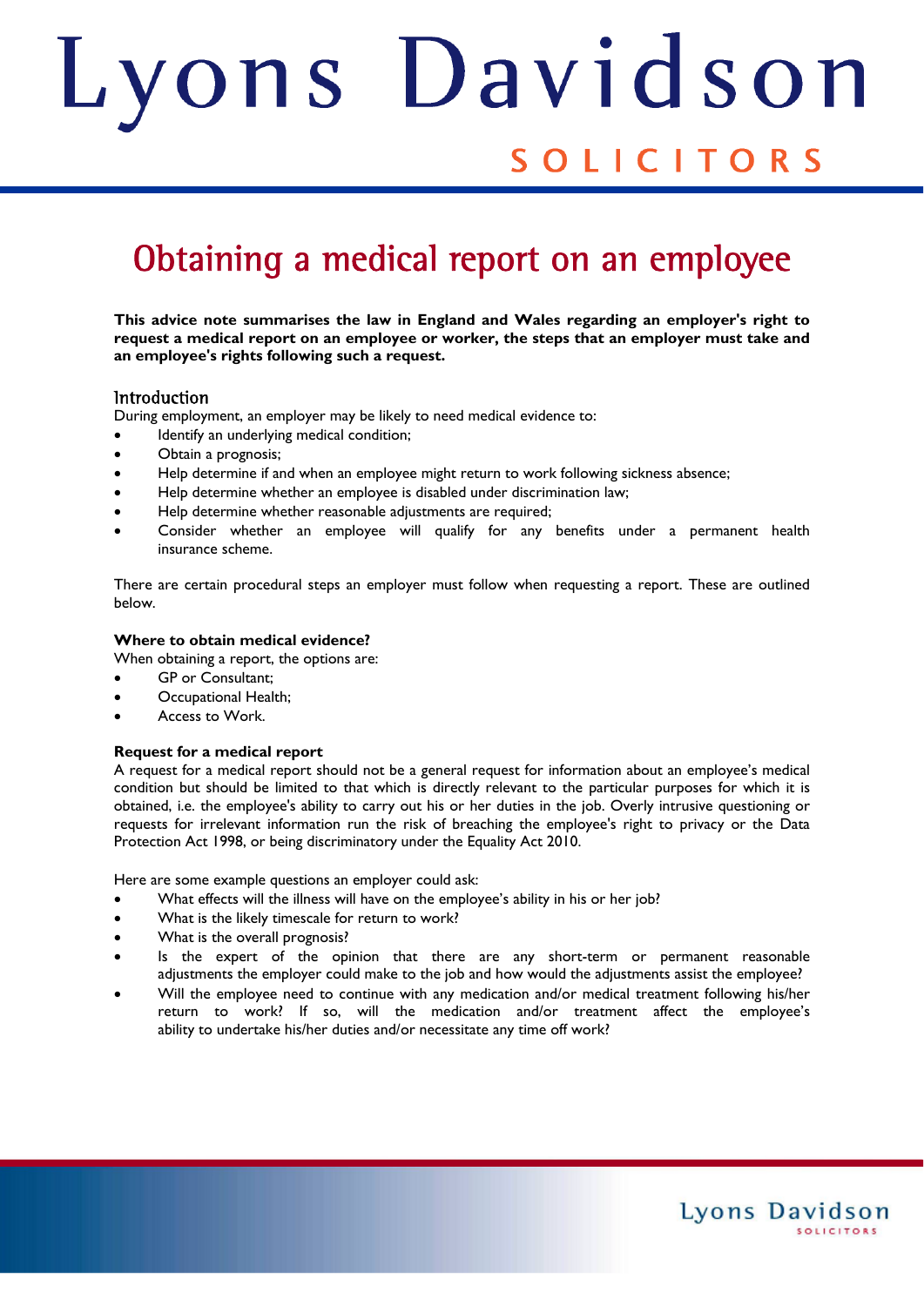# Obtaining a medical report on an employee

**This advice note summarises the law in England and Wales regarding an employer's right to request a medical report on an employee or worker, the steps that an employer must take and an employee's rights following such a request.**

## Introduction

During employment, an employer may be likely to need medical evidence to:

- Identify an underlying medical condition;
- Obtain a prognosis;
- Help determine if and when an employee might return to work following sickness absence;
- Help determine whether an employee is disabled under discrimination law;
- Help determine whether reasonable adjustments are required;
- Consider whether an employee will qualify for any benefits under a permanent health insurance scheme.

There are certain procedural steps an employer must follow when requesting a report. These are outlined below.

### Where to obtain medical evidence?

When obtaining a report, the options are:

- GP or Consultant;
- Occupational Health;
- Access to Work.

### Request for a medical report

A request for a medical report should not be a general request for information about an employee's medical condition but should be limited to that which is directly relevant to the particular purposes for which it is obtained, i.e. the employee's ability to carry out his or her duties in the job. Overly intrusive questioning or requests for irrelevant information run the risk of breaching the employee's right to privacy or the Data Protection Act 1998, or being discriminatory under the Equality Act 2010.

Here are some example questions an employer could ask:

- What effects will the illness will have on the employee's ability in his or her job?
- What is the likely timescale for return to work?
- What is the overall prognosis?
- Is the expert of the opinion that there are any short-term or permanent reasonable adjustments the employer could make to the job and how would the adjustments assist the employee?
- Will the employee need to continue with any medication and/or medical treatment following his/her return to work? If so, will the medication and/or treatment affect the employee's ability to undertake his/her duties and/or necessitate any time off work?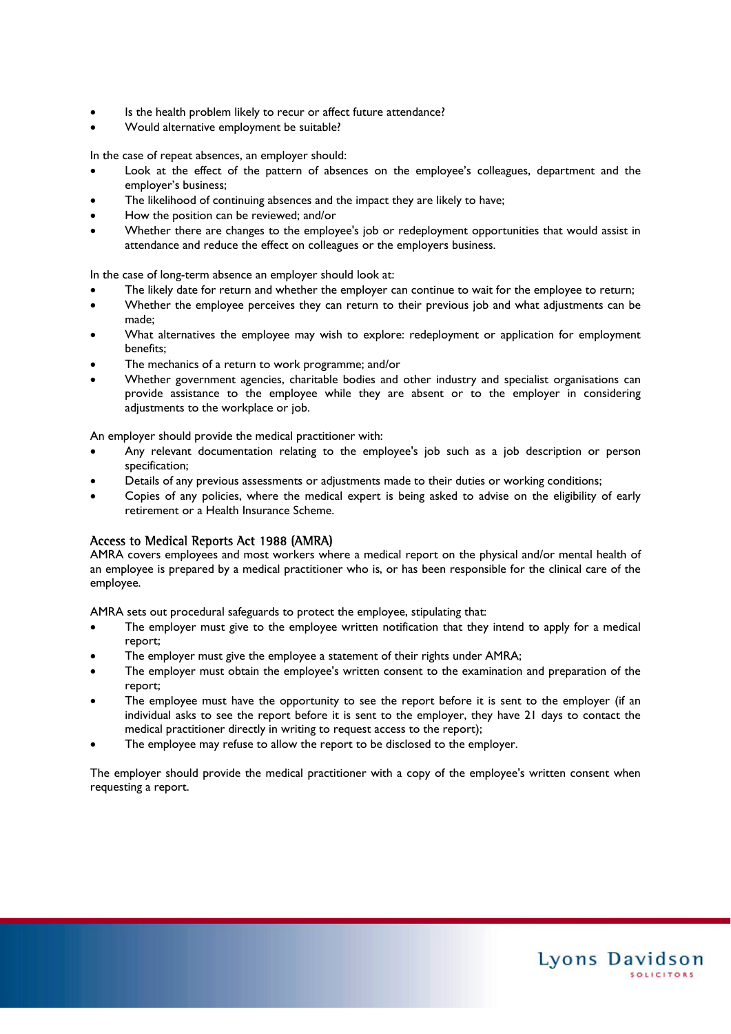- Is the health problem likely to recur or affect future attendance?
- Would alternative employment be suitable?

In the case of repeat absences, an employer should:

- Look at the effect of the pattern of absences on the employee's colleagues, department and the employer's business;
- The likelihood of continuing absences and the impact they are likely to have;
- How the position can be reviewed; and/or
- Whether there are changes to the employee's job or redeployment opportunities that would assist in attendance and reduce the effect on colleagues or the employers business.

In the case of long-term absence an employer should look at:

- The likely date for return and whether the employer can continue to wait for the employee to return;
- Whether the employee perceives they can return to their previous job and what adjustments can be made;
- What alternatives the employee may wish to explore: redeployment or application for employment benefits;
- The mechanics of a return to work programme; and/or
- Whether government agencies, charitable bodies and other industry and specialist organisations can provide assistance to the employee while they are absent or to the employer in considering adjustments to the workplace or job.

An employer should provide the medical practitioner with:

- Any relevant documentation relating to the employee's job such as a job description or person specification;
- Details of any previous assessments or adjustments made to their duties or working conditions;
- Copies of any policies, where the medical expert is being asked to advise on the eligibility of early retirement or a Health Insurance Scheme.

## Access to Medical Reports Act 1988 (AMRA)

AMRA covers employees and most workers where a medical report on the physical and/or mental health of an employee is prepared by a medical practitioner who is, or has been responsible for the clinical care of the employee.

AMRA sets out procedural safeguards to protect the employee, stipulating that:

- The employer must give to the employee written notification that they intend to apply for a medical report;
- The employer must give the employee a statement of their rights under AMRA;
- The employer must obtain the employee's written consent to the examination and preparation of the report;
- The employee must have the opportunity to see the report before it is sent to the employer (if an individual asks to see the report before it is sent to the employer, they have 21 days to contact the medical practitioner directly in writing to request access to the report);
- The employee may refuse to allow the report to be disclosed to the employer.

The employer should provide the medical practitioner with a copy of the employee's written consent when requesting a report.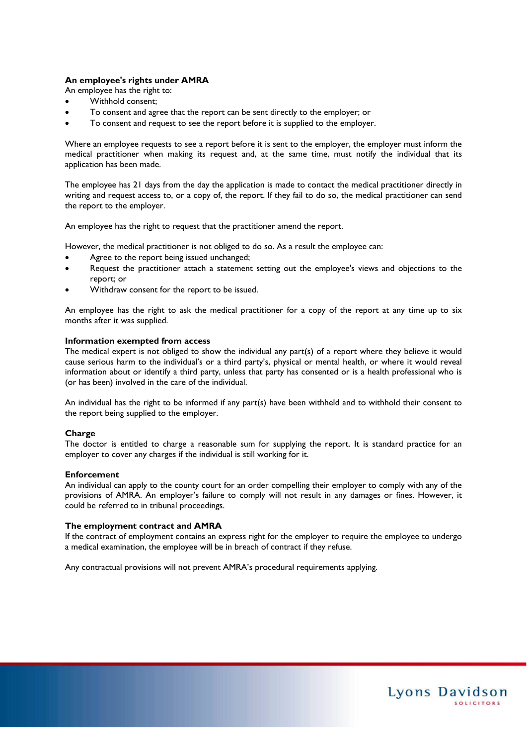**An employee's rights under AMRA**

An employee has the right to:

- Withhold consent;
- To consent and agree that the report can be sent directly to the employer; or
- To consent and request to see the report before it is supplied to the employer.

Where an employee requests to see a report before it is sent to the employer, the employer must inform the medical practitioner when making its request and, at the same time, must notify the individual that its application has been made.

The employee has 21 days from the day the application is made to contact the medical practitioner directly in writing and request access to, or a copy of, the report. If they fail to do so, the medical practitioner can send the report to the employer.

An employee has the right to request that the practitioner amend the report.

However, the medical practitioner is not obliged to do so. As a result the employee can:

- Agree to the report being issued unchanged;
- Request the practitioner attach a statement setting out the employee's views and objections to the report; or
- Withdraw consent for the report to be issued.

An employee has the right to ask the medical practitioner for a copy of the report at any time up to six months after it was supplied.

**Information exempted from access**

The medical expert is not obliged to show the individual any part(s) of a report where they believe it would cause serious harm to the individual's or a third party's, physical or mental health, or where it would reveal information about or identify a third party, unless that party has consented or is a health professional who is (or has been) involved in the care of the individual.

An individual has the right to be informed if any part(s) have been withheld and to withhold their consent to the report being supplied to the employer.

**Charge**

The doctor is entitled to charge a reasonable sum for supplying the report. It is standard practice for an employer to cover any charges if the individual is still working for it.

**Enforcement**

An individual can apply to the county court for an order compelling their employer to comply with any of the provisions of AMRA. An employer's failure to comply will not result in any damages or fines. However, it could be referred to in tribunal proceedings.

**The employment contract and AMRA**

If the contract of employment contains an express right for the employer to require the employee to undergo a medical examination, the employee will be in breach of contract if they refuse.

Any contractual provisions will not prevent AMRA's procedural requirements applying.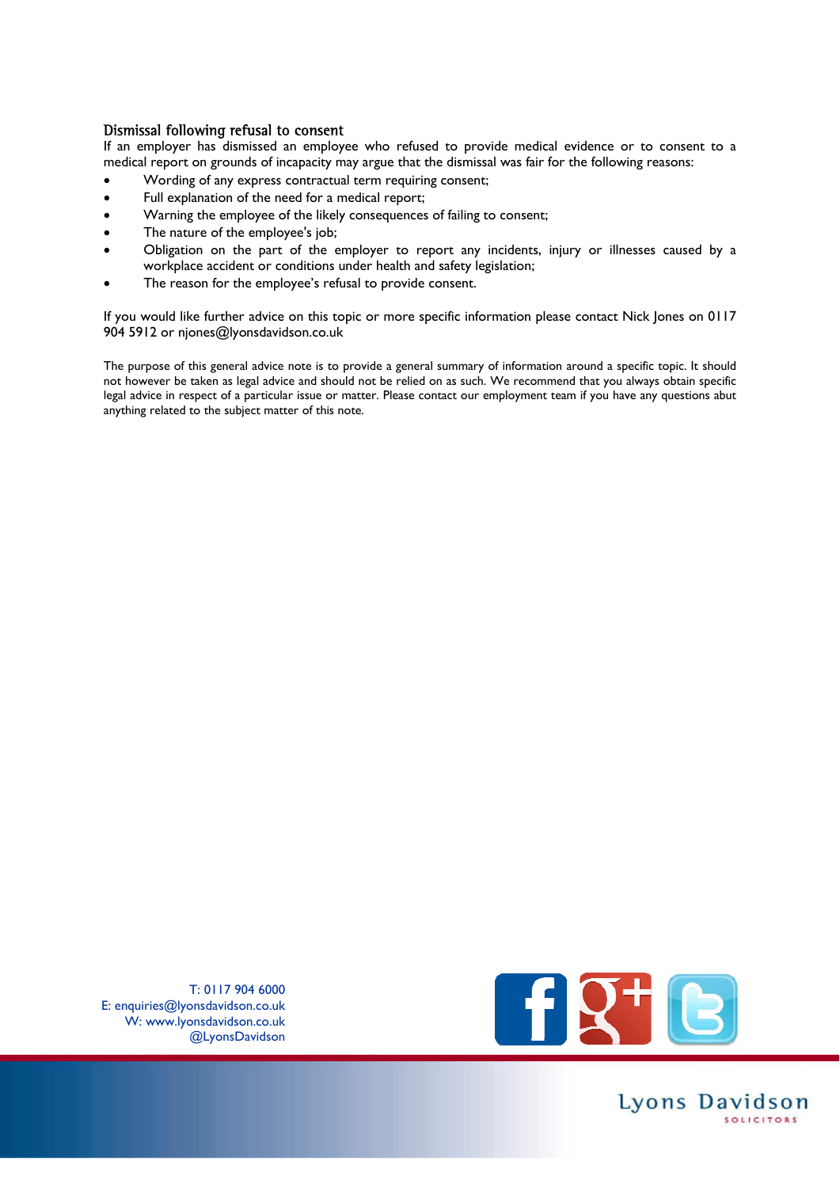### Dismissal following refusal to consent

If an employer has dismissed an employee who refused to provide medical evidence or to consent to a medical report on grounds of incapacity may argue that the dismissal was fair for the following reasons:

- Wording of any express contractual term requiring consent;
- Full explanation of the need for a medical report;
- Warning the employee of the likely consequences of failing to consent;
- The nature of the employee's job;
- Obligation on the part of the employer to report any incidents, injury or illnesses caused by a workplace accident or conditions under health and safety legislation;
- The reason for the employee's refusal to provide consent.

If you would like further advice on this topic or more specific information please contact Nick Jones on 0117 904 5912 or njones@lyonsdavidson.co.uk

The purpose of this general advice note is to provide a general summary of information around a specific topic. It should not however be taken as legal advice and should not be relied on as such. We recommend that you always obtain specific legal advice in respect of a particular issue or matter. Please contact our employment team if you have any questions abut anything related to the subject matter of this note.

T: 0117 904 6000
E: enquiries@lyonsdavidson.co.uk
W: www.lyonsdavidson.co.uk
@LyonsDavidson

Lyons Davidson
SOLICITORS